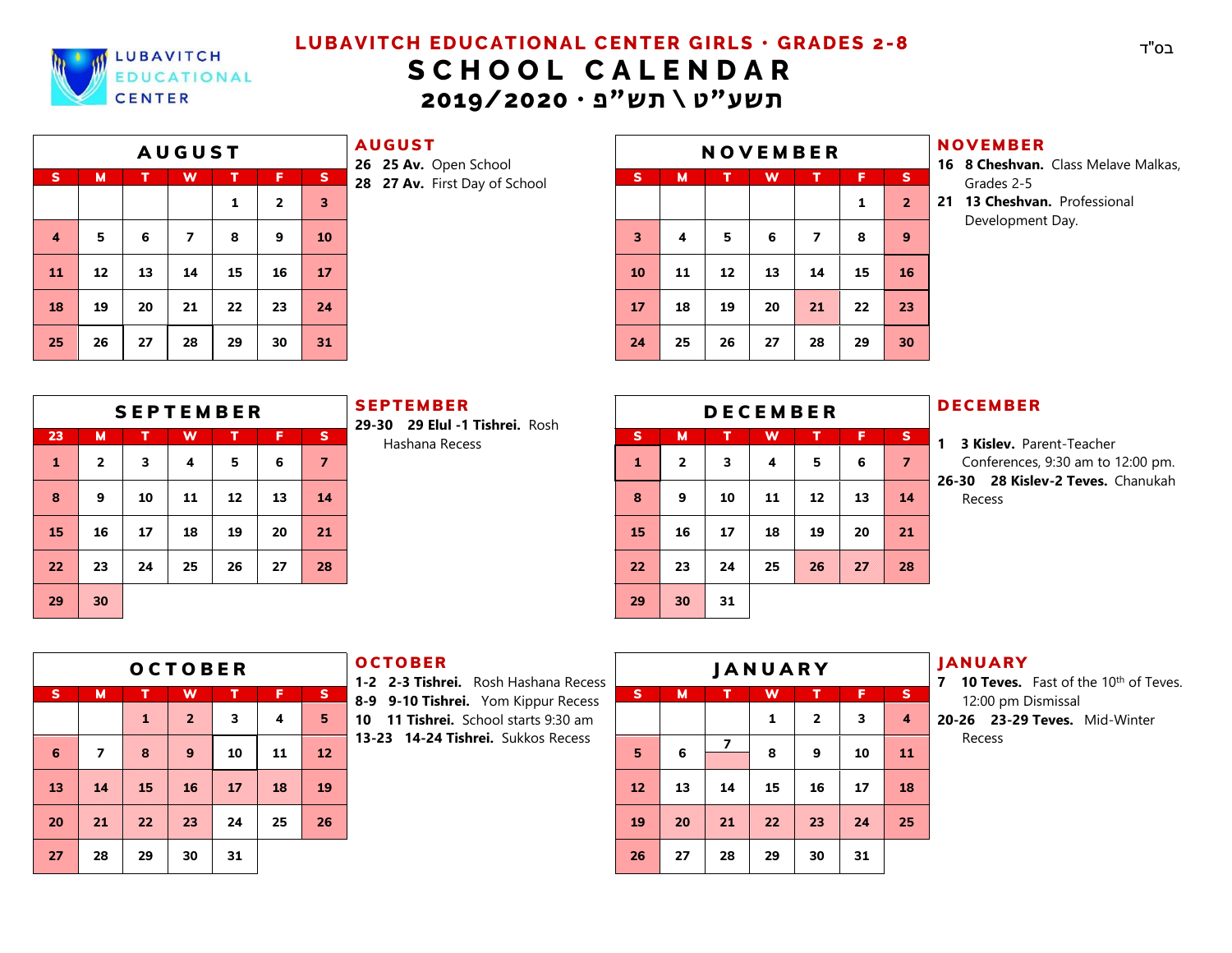בס"ד

# LUBAVITCH EDUCATIONAL CENTER GIRLS • GRADES 2-8

# SCHOOL CALENDAR

## 2019/2020 • תשע"ט \ תש"פ

### AUGUST

| S | M | T | W | T | F | S |
|---|---|---|---|---|---|---|
| | | | | 1 | 2 | 3 |
| 4 | 5 | 6 | 7 | 8 | 9 | 10 |
| 11 | 12 | 13 | 14 | 15 | 16 | 17 |
| 18 | 19 | 20 | 21 | 22 | 23 | 24 |
| 25 | 26 | 27 | 28 | 29 | 30 | 31 |

**AUGUST**

- **26 25 Av.** Open School
- **28 27 Av.** First Day of School

### NOVEMBER

| S | M | T | W | T | F | S |
|---|---|---|---|---|---|---|
| | | | | | 1 | 2 |
| 3 | 4 | 5 | 6 | 7 | 8 | 9 |
| 10 | 11 | 12 | 13 | 14 | 15 | 16 |
| 17 | 18 | 19 | 20 | 21 | 22 | 23 |
| 24 | 25 | 26 | 27 | 28 | 29 | 30 |

**NOVEMBER**

- **16 8 Cheshvan.** Class Melave Malkas, Grades 2-5
- **21 13 Cheshvan.** Professional Development Day.

### SEPTEMBER

| S | M | T | W | T | F | S |
|---|---|---|---|---|---|---|
| 1 | 2 | 3 | 4 | 5 | 6 | 7 |
| 8 | 9 | 10 | 11 | 12 | 13 | 14 |
| 15 | 16 | 17 | 18 | 19 | 20 | 21 |
| 22 | 23 | 24 | 25 | 26 | 27 | 28 |
| 29 | 30 | | | | | |

**SEPTEMBER**

- **29-30 29 Elul -1 Tishrei.** Rosh Hashana Recess

### DECEMBER

| S | M | T | W | T | F | S |
|---|---|---|---|---|---|---|
| 1 | 2 | 3 | 4 | 5 | 6 | 7 |
| 8 | 9 | 10 | 11 | 12 | 13 | 14 |
| 15 | 16 | 17 | 18 | 19 | 20 | 21 |
| 22 | 23 | 24 | 25 | 26 | 27 | 28 |
| 29 | 30 | 31 | | | | |

**DECEMBER**

- **1 3 Kislev.** Parent-Teacher Conferences, 9:30 am to 12:00 pm.
- **26-30 28 Kislev-2 Teves.** Chanukah Recess

### OCTOBER

| S | M | T | W | T | F | S |
|---|---|---|---|---|---|---|
| | | 1 | 2 | 3 | 4 | 5 |
| 6 | 7 | 8 | 9 | 10 | 11 | 12 |
| 13 | 14 | 15 | 16 | 17 | 18 | 19 |
| 20 | 21 | 22 | 23 | 24 | 25 | 26 |
| 27 | 28 | 29 | 30 | 31 | | |

**OCTOBER**

- **1-2 2-3 Tishrei.** Rosh Hashana Recess
- **8-9 9-10 Tishrei.** Yom Kippur Recess
- **10 11 Tishrei.** School starts 9:30 am
- **13-23 14-24 Tishrei.** Sukkos Recess

### JANUARY

| S | M | T | W | T | F | S |
|---|---|---|---|---|---|---|
| | | | 1 | 2 | 3 | 4 |
| 5 | 6 | 7 | 8 | 9 | 10 | 11 |
| 12 | 13 | 14 | 15 | 16 | 17 | 18 |
| 19 | 20 | 21 | 22 | 23 | 24 | 25 |
| 26 | 27 | 28 | 29 | 30 | 31 | |

**JANUARY**

- **7 10 Teves.** Fast of the 10th of Teves. 12:00 pm Dismissal
- **20-26 23-29 Teves.** Mid-Winter Recess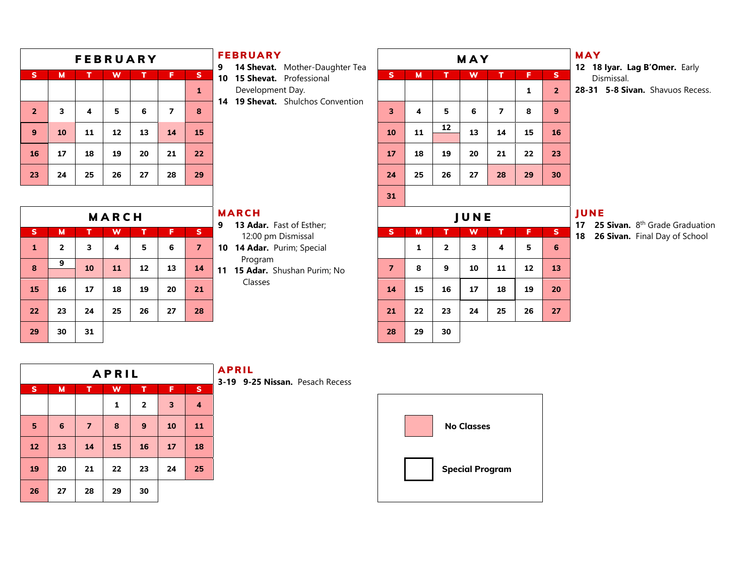## FEBRUARY

| S | M | T | W | T | F | S |
|---|---|---|---|---|---|---|
| | | | | | | 1 |
| 2 | 3 | 4 | 5 | 6 | 7 | 8 |
| 9 | 10 | 11 | 12 | 13 | 14 | 15 |
| 16 | 17 | 18 | 19 | 20 | 21 | 22 |
| 23 | 24 | 25 | 26 | 27 | 28 | 29 |

**FEBRUARY**

- 9 **14 Shevat.** Mother-Daughter Tea
- 10 **15 Shevat.** Professional Development Day.
- 14 **19 Shevat.** Shulchos Convention

## MARCH

| S | M | T | W | T | F | S |
|---|---|---|---|---|---|---|
| 1 | 2 | 3 | 4 | 5 | 6 | 7 |
| 8 | 9 | 10 | 11 | 12 | 13 | 14 |
| 15 | 16 | 17 | 18 | 19 | 20 | 21 |
| 22 | 23 | 24 | 25 | 26 | 27 | 28 |
| 29 | 30 | 31 | | | | |

**MARCH**

- 9 **13 Adar.** Fast of Esther; 12:00 pm Dismissal
- 10 **14 Adar.** Purim; Special Program
- 11 **15 Adar.** Shushan Purim; No Classes

## APRIL

| S | M | T | W | T | F | S |
|---|---|---|---|---|---|---|
| | | | 1 | 2 | 3 | 4 |
| 5 | 6 | 7 | 8 | 9 | 10 | 11 |
| 12 | 13 | 14 | 15 | 16 | 17 | 18 |
| 19 | 20 | 21 | 22 | 23 | 24 | 25 |
| 26 | 27 | 28 | 29 | 30 | | |

**APRIL**

- 3-19 **9-25 Nissan.** Pesach Recess

## MAY

| S | M | T | W | T | F | S |
|---|---|---|---|---|---|---|
| | | | | | 1 | 2 |
| 3 | 4 | 5 | 6 | 7 | 8 | 9 |
| 10 | 11 | 12 | 13 | 14 | 15 | 16 |
| 17 | 18 | 19 | 20 | 21 | 22 | 23 |
| 24 | 25 | 26 | 27 | 28 | 29 | 30 |
| 31 | | | | | | |

**MAY**

- 12 **18 Iyar. Lag B'Omer.** Early Dismissal.
- 28-31 **5-8 Sivan.** Shavuos Recess.

## JUNE

| S | M | T | W | T | F | S |
|---|---|---|---|---|---|---|
| | 1 | 2 | 3 | 4 | 5 | 6 |
| 7 | 8 | 9 | 10 | 11 | 12 | 13 |
| 14 | 15 | 16 | 17 | 18 | 19 | 20 |
| 21 | 22 | 23 | 24 | 25 | 26 | 27 |
| 28 | 29 | 30 | | | | |

**JUNE**

- 17 **25 Sivan.** 8th Grade Graduation
- 18 **26 Sivan.** Final Day of School

**No Classes**

**Special Program**